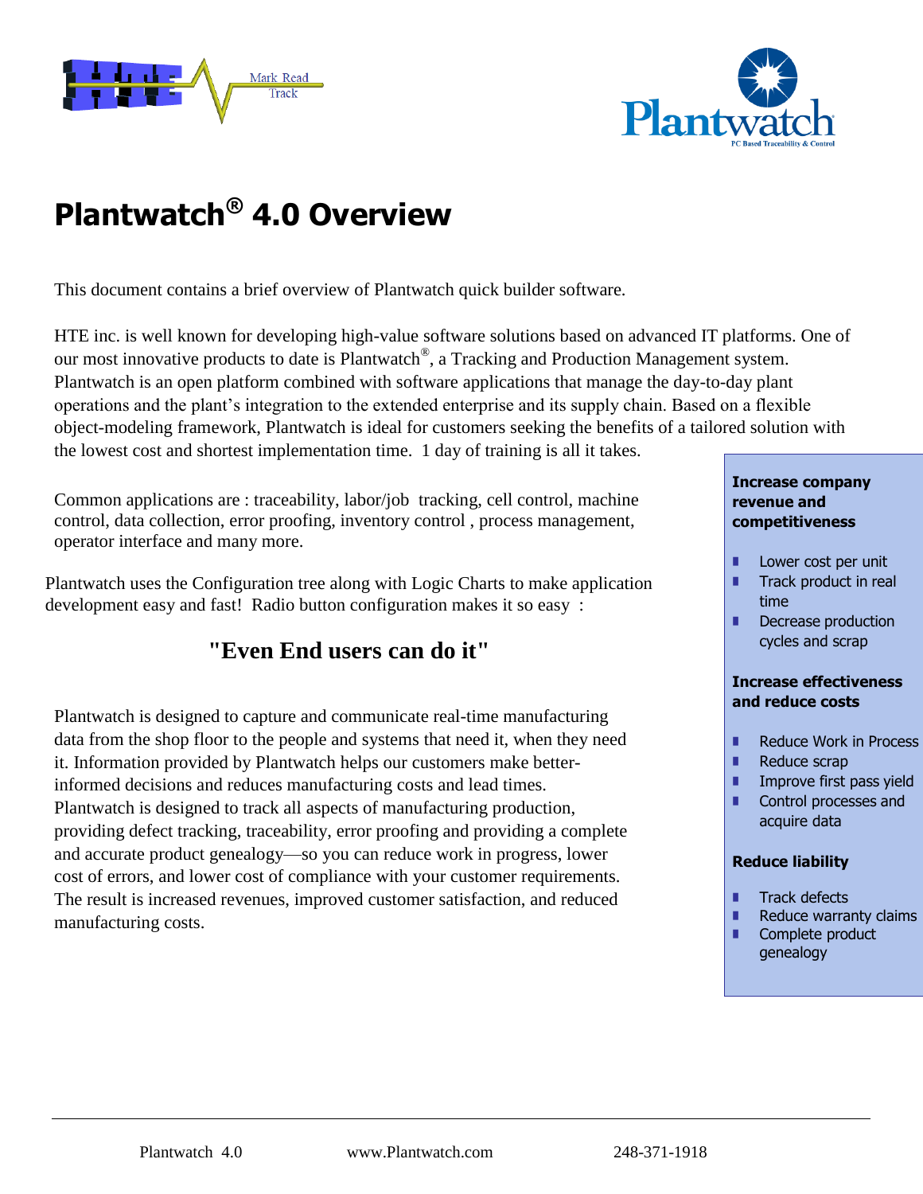# Plantwatch® 4.0 Overview

This document contains a brief overview of Plantwatch quick builder software.

HTE inc. is well known for developing high-value software solutions based on advanced IT platforms. One of our most innovative products to date is Plantwatch®, a Tracking and Production Management system. Plantwatch is an open platform combined with software applications that manage the day-to-day plant operations and the plant's integration to the extended enterprise and its supply chain. Based on a flexible object-modeling framework, Plantwatch is ideal for customers seeking the benefits of a tailored solution with the lowest cost and shortest implementation time. 1 day of training is all it takes.

Common applications are : traceability, labor/job tracking, cell control, machine control, data collection, error proofing, inventory control , process management, operator interface and many more.

Plantwatch uses the Configuration tree along with Logic Charts to make application development easy and fast! Radio button configuration makes it so easy :

**"Even End users can do it"**

Plantwatch is designed to capture and communicate real-time manufacturing data from the shop floor to the people and systems that need it, when they need it. Information provided by Plantwatch helps our customers make better-informed decisions and reduces manufacturing costs and lead times. Plantwatch is designed to track all aspects of manufacturing production, providing defect tracking, traceability, error proofing and providing a complete and accurate product genealogy—so you can reduce work in progress, lower cost of errors, and lower cost of compliance with your customer requirements. The result is increased revenues, improved customer satisfaction, and reduced manufacturing costs.

**Increase company revenue and competitiveness**

- Lower cost per unit
- Track product in real time
- Decrease production cycles and scrap

**Increase effectiveness and reduce costs**

- Reduce Work in Process
- Reduce scrap
- Improve first pass yield
- Control processes and acquire data

**Reduce liability**

- Track defects
- Reduce warranty claims
- Complete product genealogy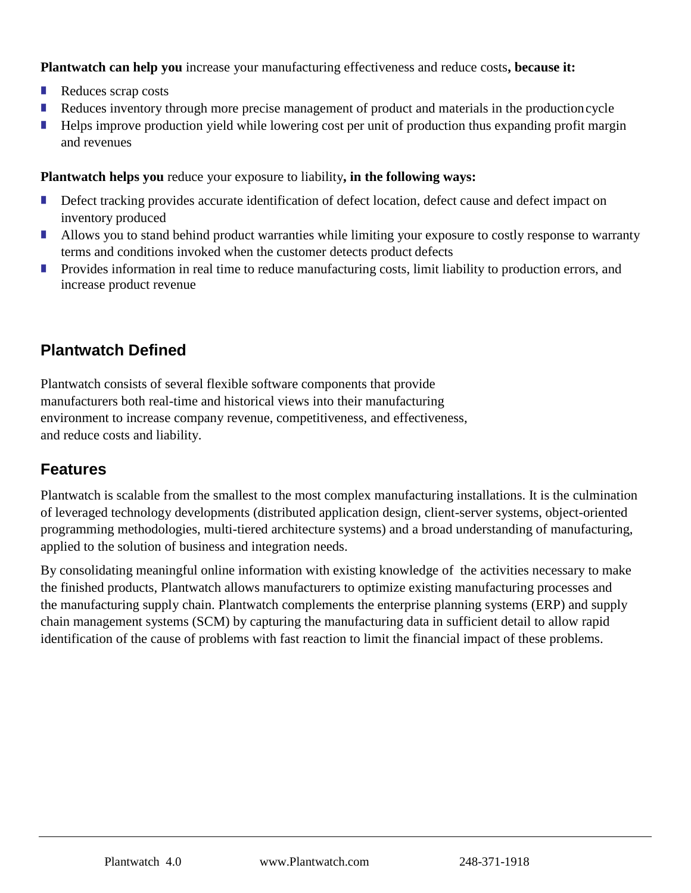**Plantwatch can help you** increase your manufacturing effectiveness and reduce costs**, because it:**

- Reduces scrap costs
- Reduces inventory through more precise management of product and materials in the production cycle
- Helps improve production yield while lowering cost per unit of production thus expanding profit margin and revenues

**Plantwatch helps you** reduce your exposure to liability**, in the following ways:**

- Defect tracking provides accurate identification of defect location, defect cause and defect impact on inventory produced
- Allows you to stand behind product warranties while limiting your exposure to costly response to warranty terms and conditions invoked when the customer detects product defects
- Provides information in real time to reduce manufacturing costs, limit liability to production errors, and increase product revenue

## Plantwatch Defined

Plantwatch consists of several flexible software components that provide manufacturers both real-time and historical views into their manufacturing environment to increase company revenue, competitiveness, and effectiveness, and reduce costs and liability.

## Features

Plantwatch is scalable from the smallest to the most complex manufacturing installations. It is the culmination of leveraged technology developments (distributed application design, client-server systems, object-oriented programming methodologies, multi-tiered architecture systems) and a broad understanding of manufacturing, applied to the solution of business and integration needs.

By consolidating meaningful online information with existing knowledge of the activities necessary to make the finished products, Plantwatch allows manufacturers to optimize existing manufacturing processes and the manufacturing supply chain. Plantwatch complements the enterprise planning systems (ERP) and supply chain management systems (SCM) by capturing the manufacturing data in sufficient detail to allow rapid identification of the cause of problems with fast reaction to limit the financial impact of these problems.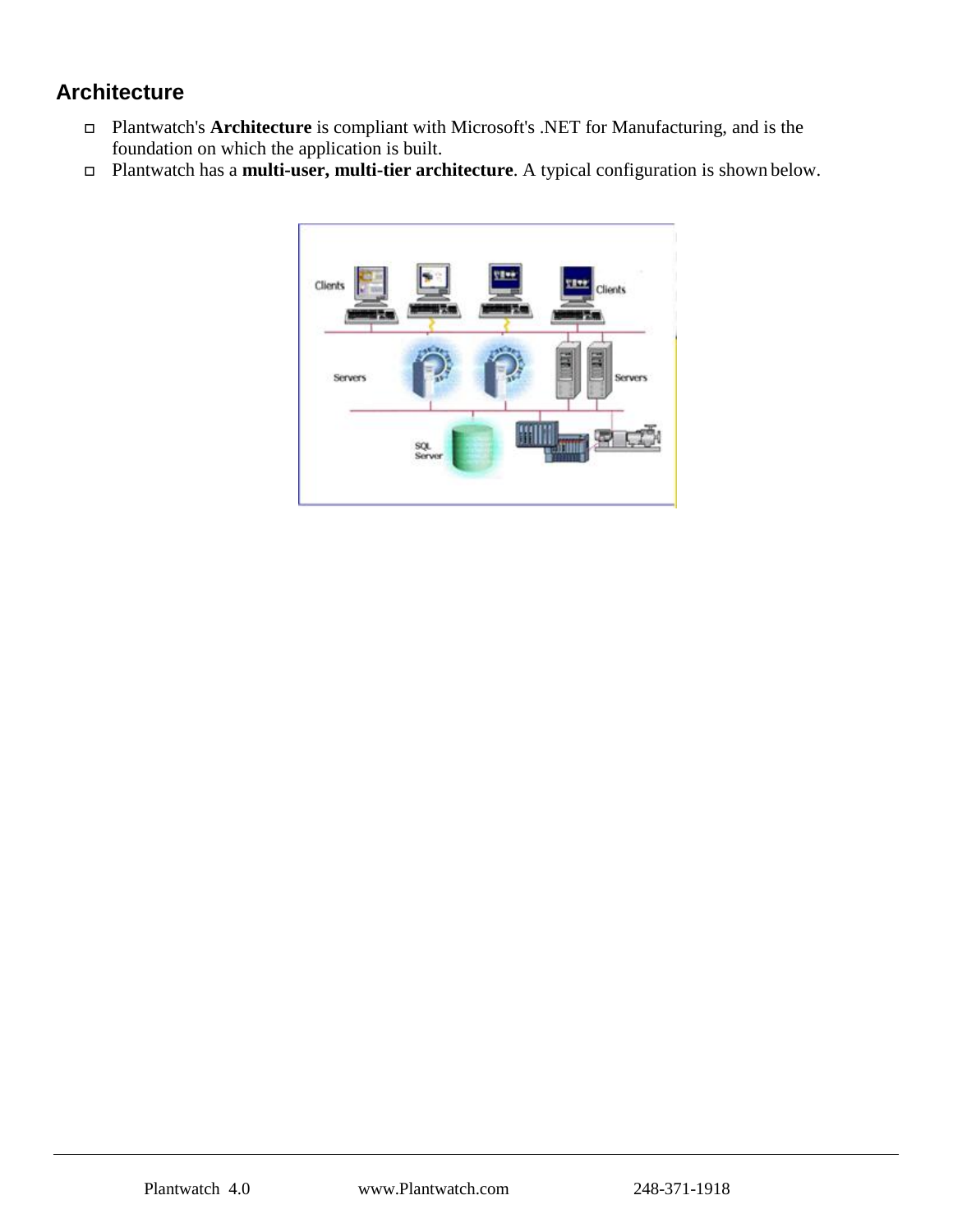## Architecture

- Plantwatch's **Architecture** is compliant with Microsoft's .NET for Manufacturing, and is the foundation on which the application is built.
- Plantwatch has a **multi-user, multi-tier architecture**. A typical configuration is shown below.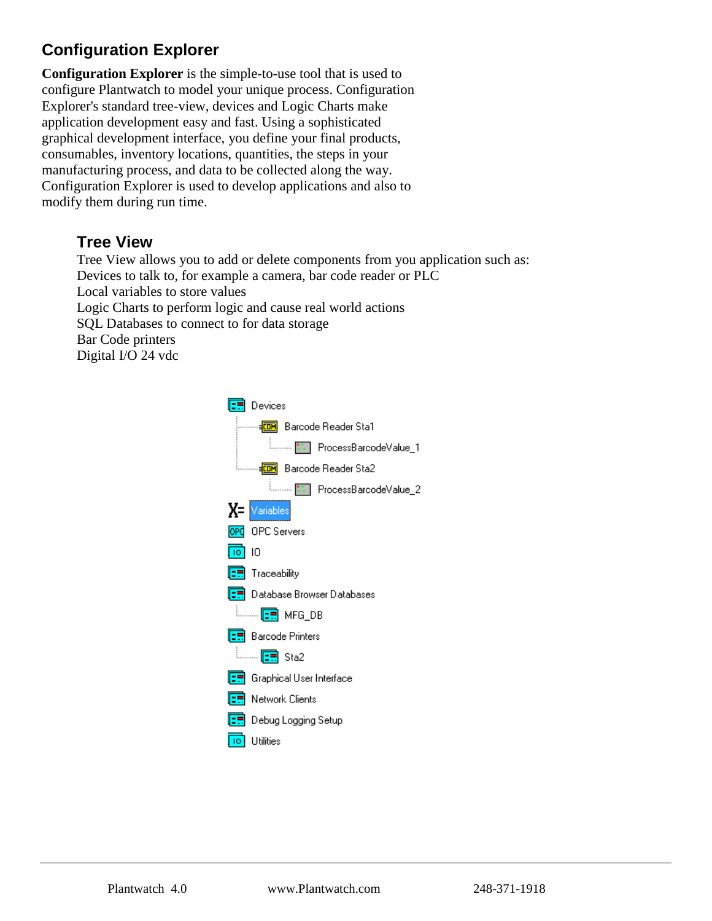## Configuration Explorer

**Configuration Explorer** is the simple-to-use tool that is used to configure Plantwatch to model your unique process. Configuration Explorer's standard tree-view, devices and Logic Charts make application development easy and fast. Using a sophisticated graphical development interface, you define your final products, consumables, inventory locations, quantities, the steps in your manufacturing process, and data to be collected along the way. Configuration Explorer is used to develop applications and also to modify them during run time.

### Tree View

Tree View allows you to add or delete components from you application such as:
Devices to talk to, for example a camera, bar code reader or PLC
Local variables to store values
Logic Charts to perform logic and cause real world actions
SQL Databases to connect to for data storage
Bar Code printers
Digital I/O 24 vdc

- Devices
  - Barcode Reader Sta1
    - ProcessBarcodeValue_1
  - Barcode Reader Sta2
    - ProcessBarcodeValue_2
- Variables
- OPC Servers
- IO
- Traceability
- Database Browser Databases
  - MFG_DB
- Barcode Printers
  - Sta2
- Graphical User Interface
- Network Clients
- Debug Logging Setup
- Utilities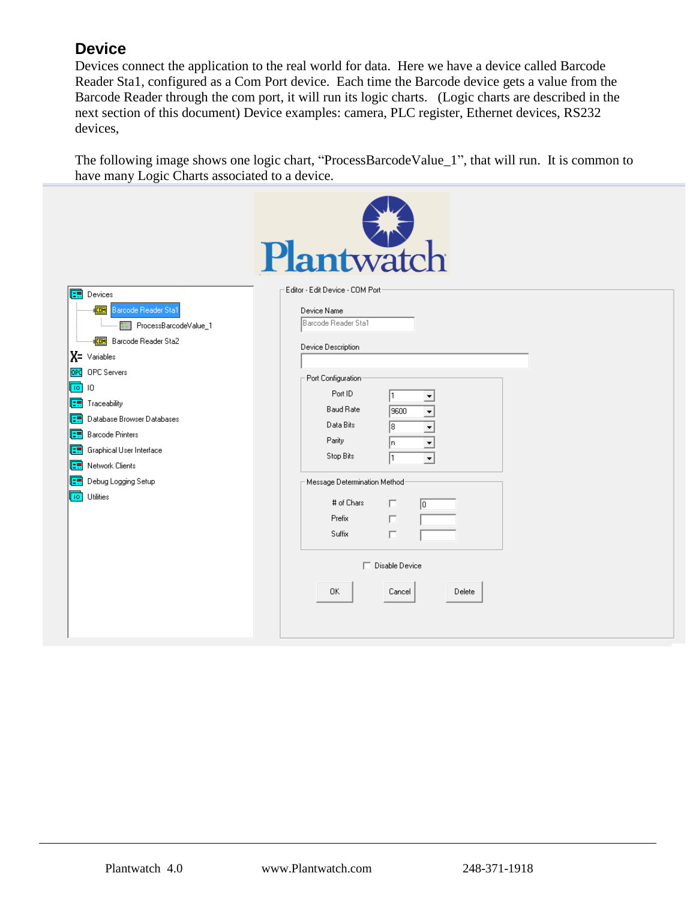## Device

Devices connect the application to the real world for data. Here we have a device called Barcode Reader Sta1, configured as a Com Port device. Each time the Barcode device gets a value from the Barcode Reader through the com port, it will run its logic charts. (Logic charts are described in the next section of this document) Device examples: camera, PLC register, Ethernet devices, RS232 devices,

The following image shows one logic chart, “ProcessBarcodeValue_1”, that will run. It is common to have many Logic Charts associated to a device.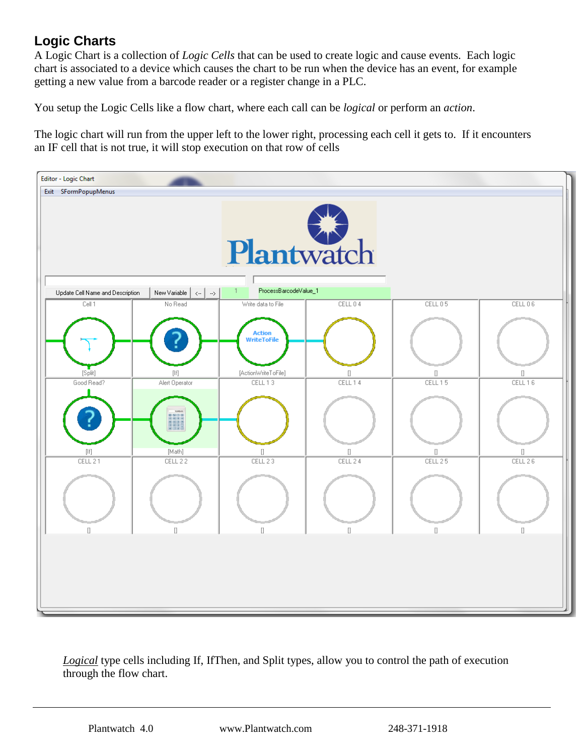## Logic Charts

A Logic Chart is a collection of *Logic Cells* that can be used to create logic and cause events. Each logic chart is associated to a device which causes the chart to be run when the device has an event, for example getting a new value from a barcode reader or a register change in a PLC.

You setup the Logic Cells like a flow chart, where each call can be *logical* or perform an *action*.

The logic chart will run from the upper left to the lower right, processing each cell it gets to. If it encounters an IF cell that is not true, it will stop execution on that row of cells

*Logical* type cells including If, IfThen, and Split types, allow you to control the path of execution through the flow chart.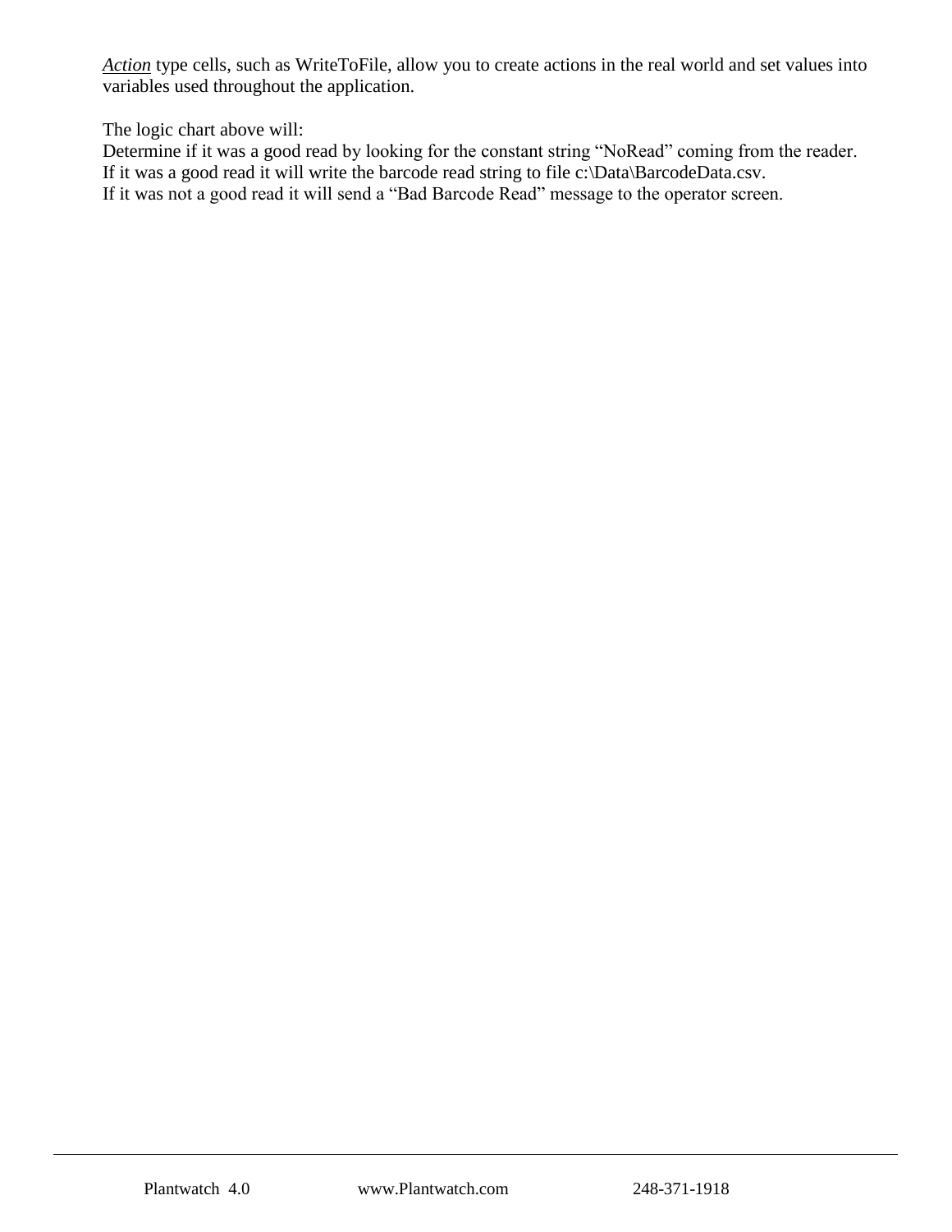*Action* type cells, such as WriteToFile, allow you to create actions in the real world and set values into variables used throughout the application.

The logic chart above will:
Determine if it was a good read by looking for the constant string “NoRead” coming from the reader.
If it was a good read it will write the barcode read string to file c:\Data\BarcodeData.csv.
If it was not a good read it will send a “Bad Barcode Read” message to the operator screen.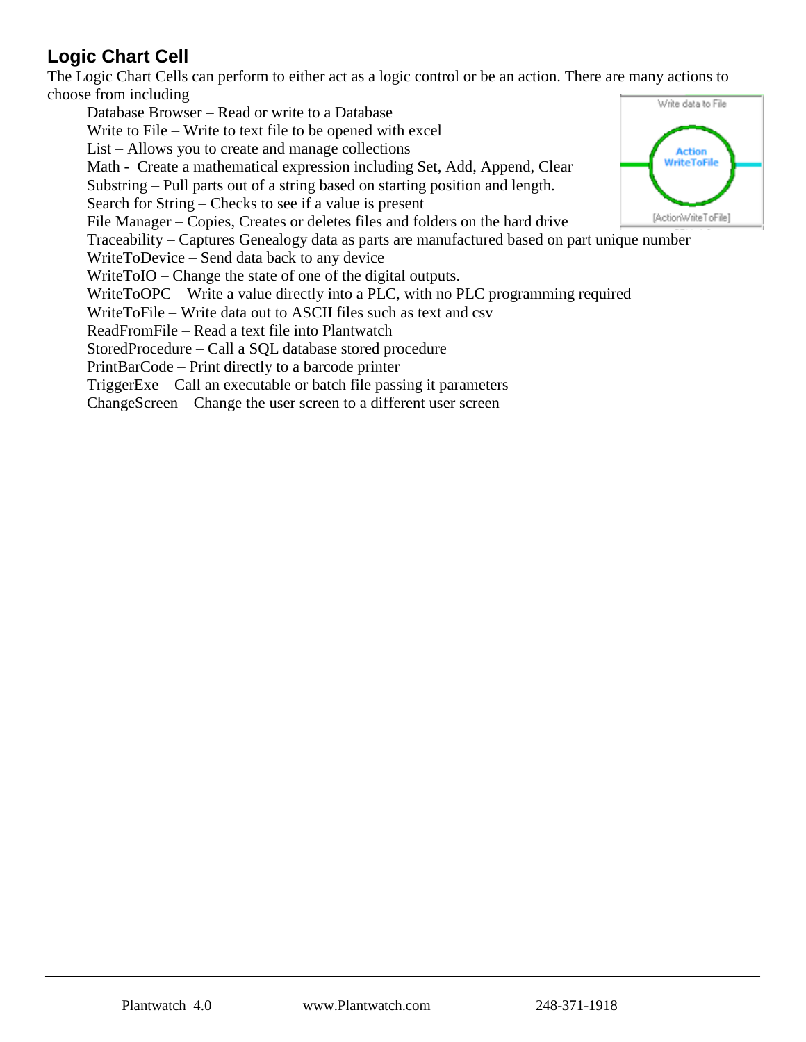## Logic Chart Cell

The Logic Chart Cells can perform to either act as a logic control or be an action. There are many actions to choose from including

- Database Browser – Read or write to a Database
- Write to File – Write to text file to be opened with excel
- List – Allows you to create and manage collections
- Math - Create a mathematical expression including Set, Add, Append, Clear
- Substring – Pull parts out of a string based on starting position and length.
- Search for String – Checks to see if a value is present
- File Manager – Copies, Creates or deletes files and folders on the hard drive
- Traceability – Captures Genealogy data as parts are manufactured based on part unique number
- WriteToDevice – Send data back to any device
- WriteToIO – Change the state of one of the digital outputs.
- WriteToOPC – Write a value directly into a PLC, with no PLC programming required
- WriteToFile – Write data out to ASCII files such as text and csv
- ReadFromFile – Read a text file into Plantwatch
- StoredProcedure – Call a SQL database stored procedure
- PrintBarCode – Print directly to a barcode printer
- TriggerExe – Call an executable or batch file passing it parameters
- ChangeScreen – Change the user screen to a different user screen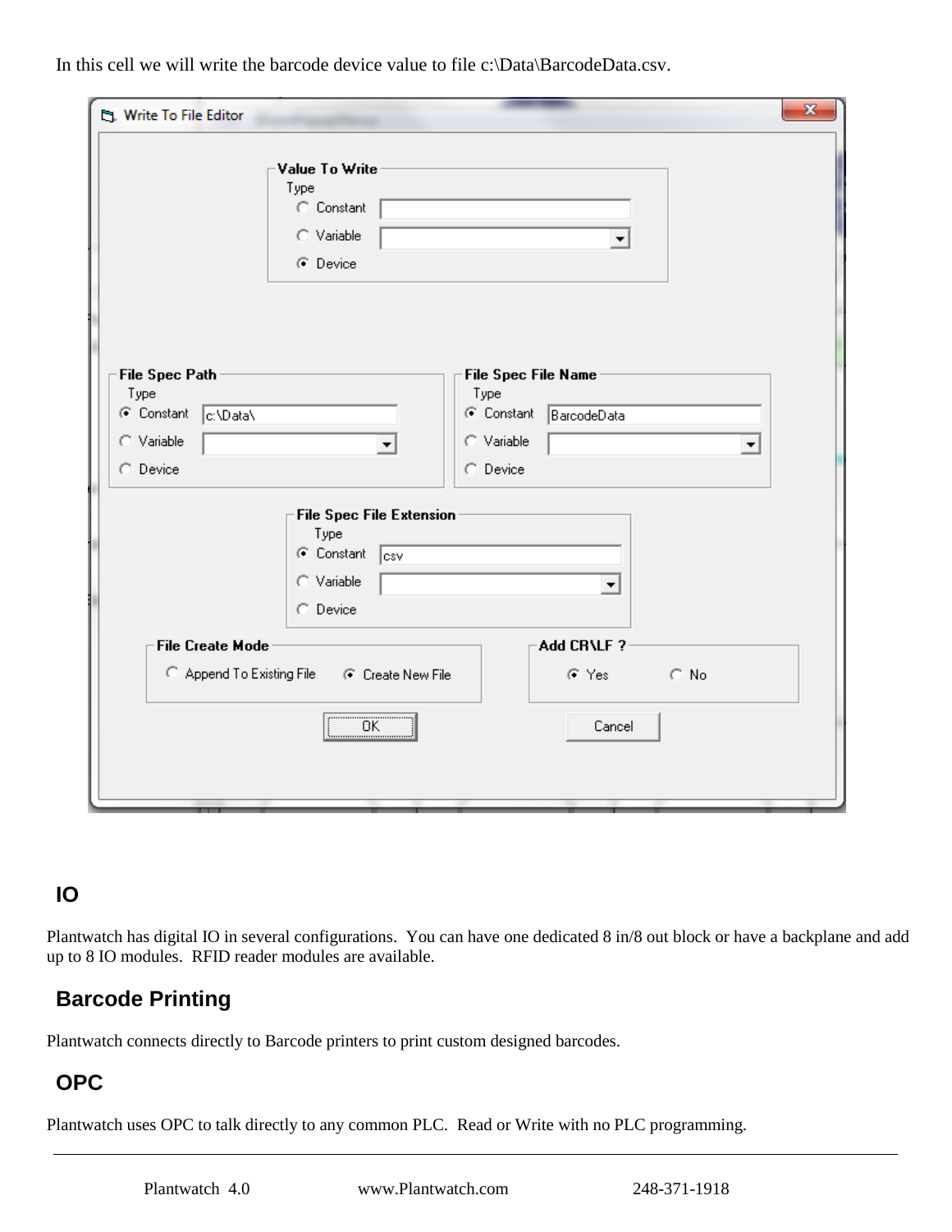In this cell we will write the barcode device value to file c:\Data\BarcodeData.csv.

Write To File Editor

Value To Write
Type
Constant
Variable
Device

File Spec Path
Type
Constant c:\Data\
Variable
Device

File Spec File Name
Type
Constant BarcodeData
Variable
Device

File Spec File Extension
Type
Constant csv
Variable
Device

File Create Mode
Append To Existing File
Create New File

Add CR\LF ?
Yes
No

OK
Cancel

## IO

Plantwatch has digital IO in several configurations. You can have one dedicated 8 in/8 out block or have a backplane and add up to 8 IO modules. RFID reader modules are available.

## Barcode Printing

Plantwatch connects directly to Barcode printers to print custom designed barcodes.

## OPC

Plantwatch uses OPC to talk directly to any common PLC. Read or Write with no PLC programming.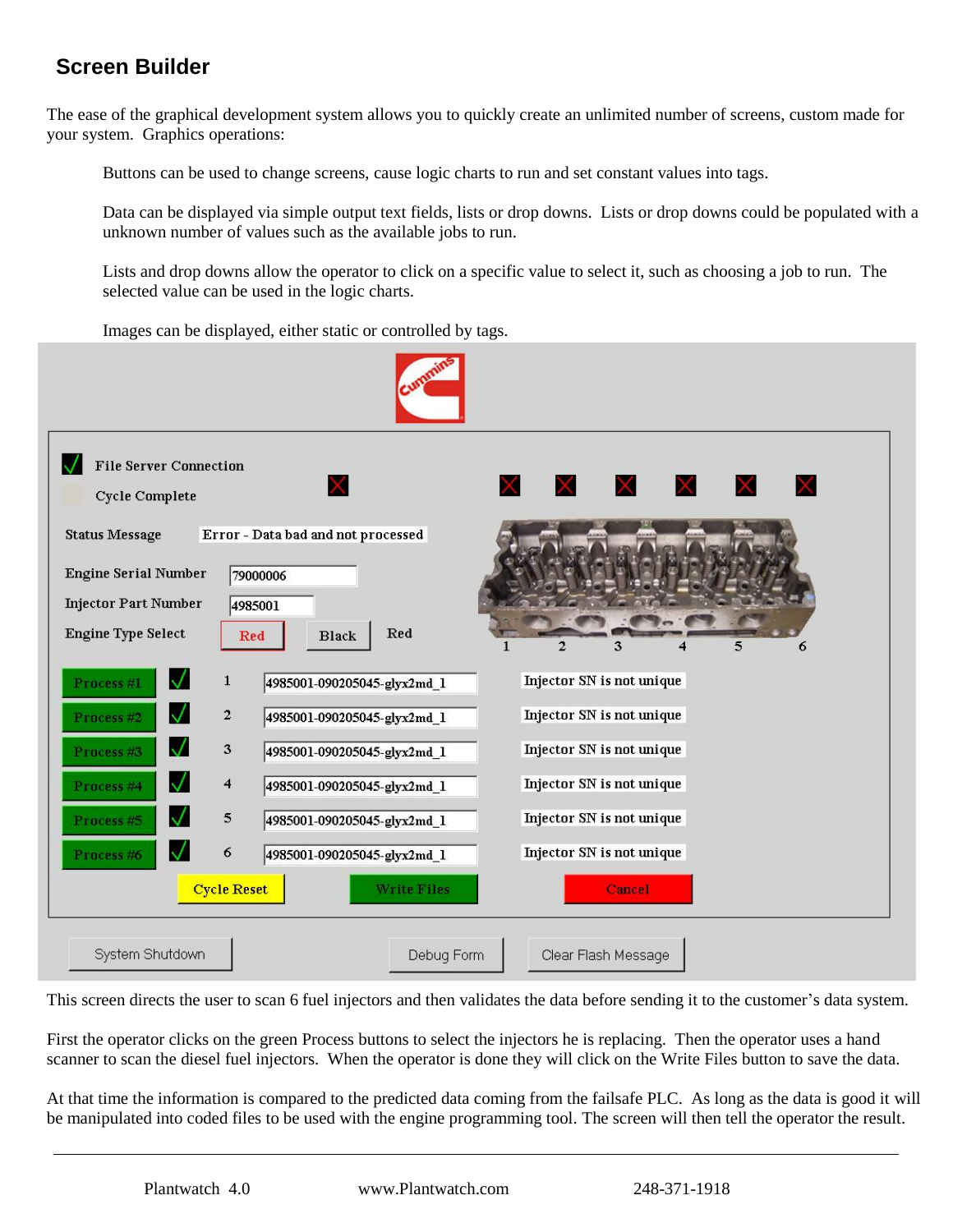## Screen Builder

The ease of the graphical development system allows you to quickly create an unlimited number of screens, custom made for your system. Graphics operations:

Buttons can be used to change screens, cause logic charts to run and set constant values into tags.

Data can be displayed via simple output text fields, lists or drop downs. Lists or drop downs could be populated with a unknown number of values such as the available jobs to run.

Lists and drop downs allow the operator to click on a specific value to select it, such as choosing a job to run. The selected value can be used in the logic charts.

Images can be displayed, either static or controlled by tags.

This screen directs the user to scan 6 fuel injectors and then validates the data before sending it to the customer's data system.

First the operator clicks on the green Process buttons to select the injectors he is replacing. Then the operator uses a hand scanner to scan the diesel fuel injectors. When the operator is done they will click on the Write Files button to save the data.

At that time the information is compared to the predicted data coming from the failsafe PLC. As long as the data is good it will be manipulated into coded files to be used with the engine programming tool. The screen will then tell the operator the result.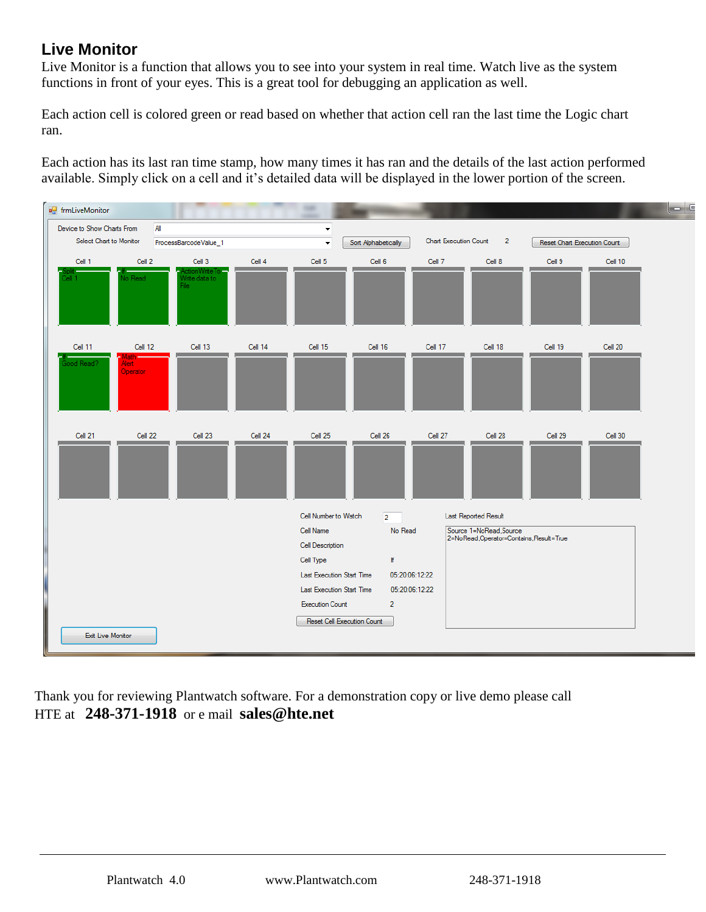## Live Monitor

Live Monitor is a function that allows you to see into your system in real time. Watch live as the system functions in front of your eyes. This is a great tool for debugging an application as well.

Each action cell is colored green or read based on whether that action cell ran the last time the Logic chart ran.

Each action has its last ran time stamp, how many times it has ran and the details of the last action performed available. Simply click on a cell and it's detailed data will be displayed in the lower portion of the screen.

frmLiveMonitor

Device to Show Charts From: All

Select Chart to Monitor: ProcessBarcodeValue_1

Sort Alphabetically

Chart Execution Count 2

Reset Chart Execution Count

Cell 1 — Split Cell 1

Cell 2 — If No Read

Cell 3 — ActionWriteTo Write data to File

Cell 4 Cell 5 Cell 6 Cell 7 Cell 8 Cell 9 Cell 10

Cell 11 — If Good Read?

Cell 12 — Math Alert Operator

Cell 13 Cell 14 Cell 15 Cell 16 Cell 17 Cell 18 Cell 19 Cell 20

Cell 21 Cell 22 Cell 23 Cell 24 Cell 25 Cell 26 Cell 27 Cell 28 Cell 29 Cell 30

Cell Number to Watch: 2

Cell Name: No Read

Cell Description

Cell Type: If

Last Execution Start Time: 05:20:06:12:22

Last Execution Start Time: 05:20:06:12:22

Execution Count: 2

Reset Cell Execution Count

Last Reported Result

Source 1=NoRead,Source 2=NoRead,Operator=Contains,Result=True

Exit Live Monitor

Thank you for reviewing Plantwatch software. For a demonstration copy or live demo please call HTE at **248-371-1918** or e mail **sales@hte.net**